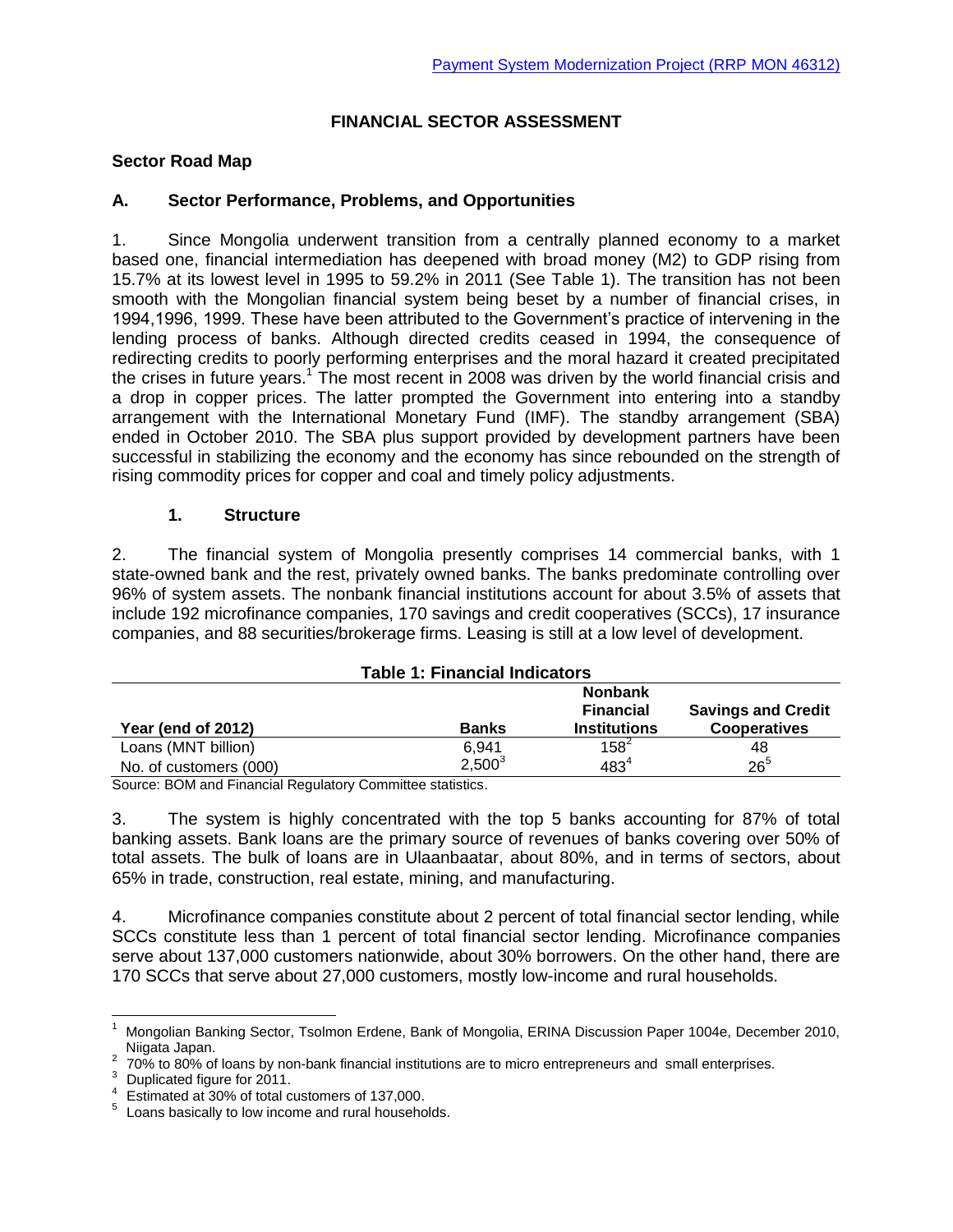Payment System Modernization Project (RRP MON 46312)

# FINANCIAL SECTOR ASSESSMENT

## Sector Road Map

### A. Sector Performance, Problems, and Opportunities

1. Since Mongolia underwent transition from a centrally planned economy to a market based one, financial intermediation has deepened with broad money (M2) to GDP rising from 15.7% at its lowest level in 1995 to 59.2% in 2011 (See Table 1). The transition has not been smooth with the Mongolian financial system being beset by a number of financial crises, in 1994,1996, 1999. These have been attributed to the Government's practice of intervening in the lending process of banks. Although directed credits ceased in 1994, the consequence of redirecting credits to poorly performing enterprises and the moral hazard it created precipitated the crises in future years.[1] The most recent in 2008 was driven by the world financial crisis and a drop in copper prices. The latter prompted the Government into entering into a standby arrangement with the International Monetary Fund (IMF). The standby arrangement (SBA) ended in October 2010. The SBA plus support provided by development partners have been successful in stabilizing the economy and the economy has since rebounded on the strength of rising commodity prices for copper and coal and timely policy adjustments.

#### 1. Structure

2. The financial system of Mongolia presently comprises 14 commercial banks, with 1 state-owned bank and the rest, privately owned banks. The banks predominate controlling over 96% of system assets. The nonbank financial institutions account for about 3.5% of assets that include 192 microfinance companies, 170 savings and credit cooperatives (SCCs), 17 insurance companies, and 88 securities/brokerage firms. Leasing is still at a low level of development.

**Table 1: Financial Indicators**

| Year (end of 2012) | Banks | Nonbank Financial Institutions | Savings and Credit Cooperatives |
|---|---|---|---|
| Loans (MNT billion) | 6,941 | 158[2] | 48 |
| No. of customers (000) | 2,500[3] | 483[4] | 26[5] |

Source: BOM and Financial Regulatory Committee statistics.

3. The system is highly concentrated with the top 5 banks accounting for 87% of total banking assets. Bank loans are the primary source of revenues of banks covering over 50% of total assets. The bulk of loans are in Ulaanbaatar, about 80%, and in terms of sectors, about 65% in trade, construction, real estate, mining, and manufacturing.

4. Microfinance companies constitute about 2 percent of total financial sector lending, while SCCs constitute less than 1 percent of total financial sector lending. Microfinance companies serve about 137,000 customers nationwide, about 30% borrowers. On the other hand, there are 170 SCCs that serve about 27,000 customers, mostly low-income and rural households.

---

[1] Mongolian Banking Sector, Tsolmon Erdene, Bank of Mongolia, ERINA Discussion Paper 1004e, December 2010, Niigata Japan.

[2] 70% to 80% of loans by non-bank financial institutions are to micro entrepreneurs and small enterprises.

[3] Duplicated figure for 2011.

[4] Estimated at 30% of total customers of 137,000.

[5] Loans basically to low income and rural households.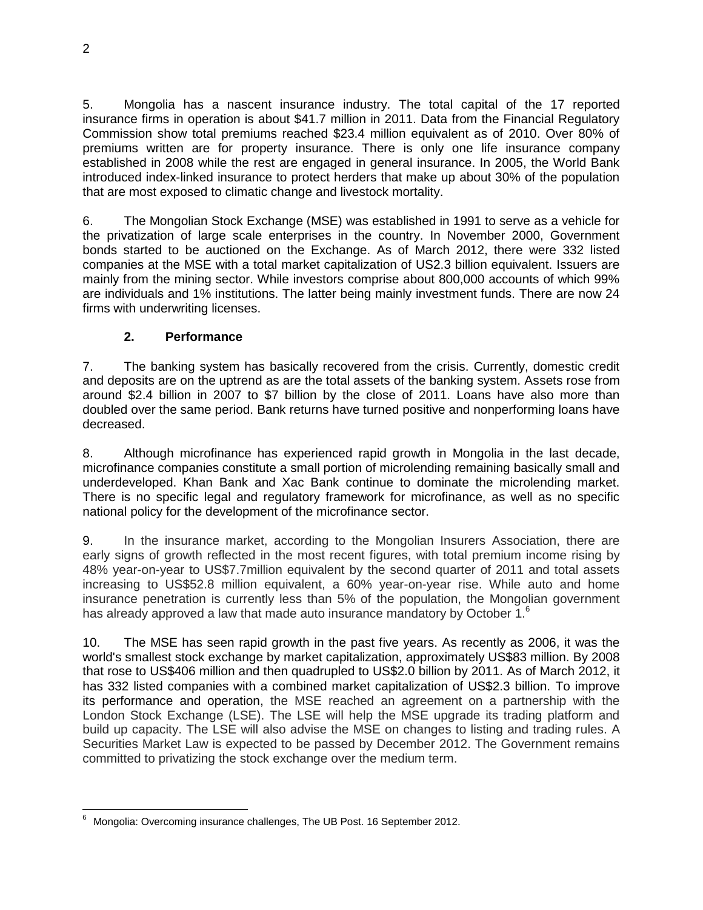5. Mongolia has a nascent insurance industry. The total capital of the 17 reported insurance firms in operation is about \$41.7 million in 2011. Data from the Financial Regulatory Commission show total premiums reached \$23.4 million equivalent as of 2010. Over 80% of premiums written are for property insurance. There is only one life insurance company established in 2008 while the rest are engaged in general insurance. In 2005, the World Bank introduced index-linked insurance to protect herders that make up about 30% of the population that are most exposed to climatic change and livestock mortality.

6. The Mongolian Stock Exchange (MSE) was established in 1991 to serve as a vehicle for the privatization of large scale enterprises in the country. In November 2000, Government bonds started to be auctioned on the Exchange. As of March 2012, there were 332 listed companies at the MSE with a total market capitalization of US2.3 billion equivalent. Issuers are mainly from the mining sector. While investors comprise about 800,000 accounts of which 99% are individuals and 1% institutions. The latter being mainly investment funds. There are now 24 firms with underwriting licenses.

### 2. Performance

7. The banking system has basically recovered from the crisis. Currently, domestic credit and deposits are on the uptrend as are the total assets of the banking system. Assets rose from around \$2.4 billion in 2007 to \$7 billion by the close of 2011. Loans have also more than doubled over the same period. Bank returns have turned positive and nonperforming loans have decreased.

8. Although microfinance has experienced rapid growth in Mongolia in the last decade, microfinance companies constitute a small portion of microlending remaining basically small and underdeveloped. Khan Bank and Xac Bank continue to dominate the microlending market. There is no specific legal and regulatory framework for microfinance, as well as no specific national policy for the development of the microfinance sector.

9. In the insurance market, according to the Mongolian Insurers Association, there are early signs of growth reflected in the most recent figures, with total premium income rising by 48% year-on-year to US\$7.7million equivalent by the second quarter of 2011 and total assets increasing to US\$52.8 million equivalent, a 60% year-on-year rise. While auto and home insurance penetration is currently less than 5% of the population, the Mongolian government has already approved a law that made auto insurance mandatory by October 1.[6]

10. The MSE has seen rapid growth in the past five years. As recently as 2006, it was the world's smallest stock exchange by market capitalization, approximately US\$83 million. By 2008 that rose to US\$406 million and then quadrupled to US\$2.0 billion by 2011. As of March 2012, it has 332 listed companies with a combined market capitalization of US\$2.3 billion. To improve its performance and operation, the MSE reached an agreement on a partnership with the London Stock Exchange (LSE). The LSE will help the MSE upgrade its trading platform and build up capacity. The LSE will also advise the MSE on changes to listing and trading rules. A Securities Market Law is expected to be passed by December 2012. The Government remains committed to privatizing the stock exchange over the medium term.

---

[6] Mongolia: Overcoming insurance challenges, The UB Post. 16 September 2012.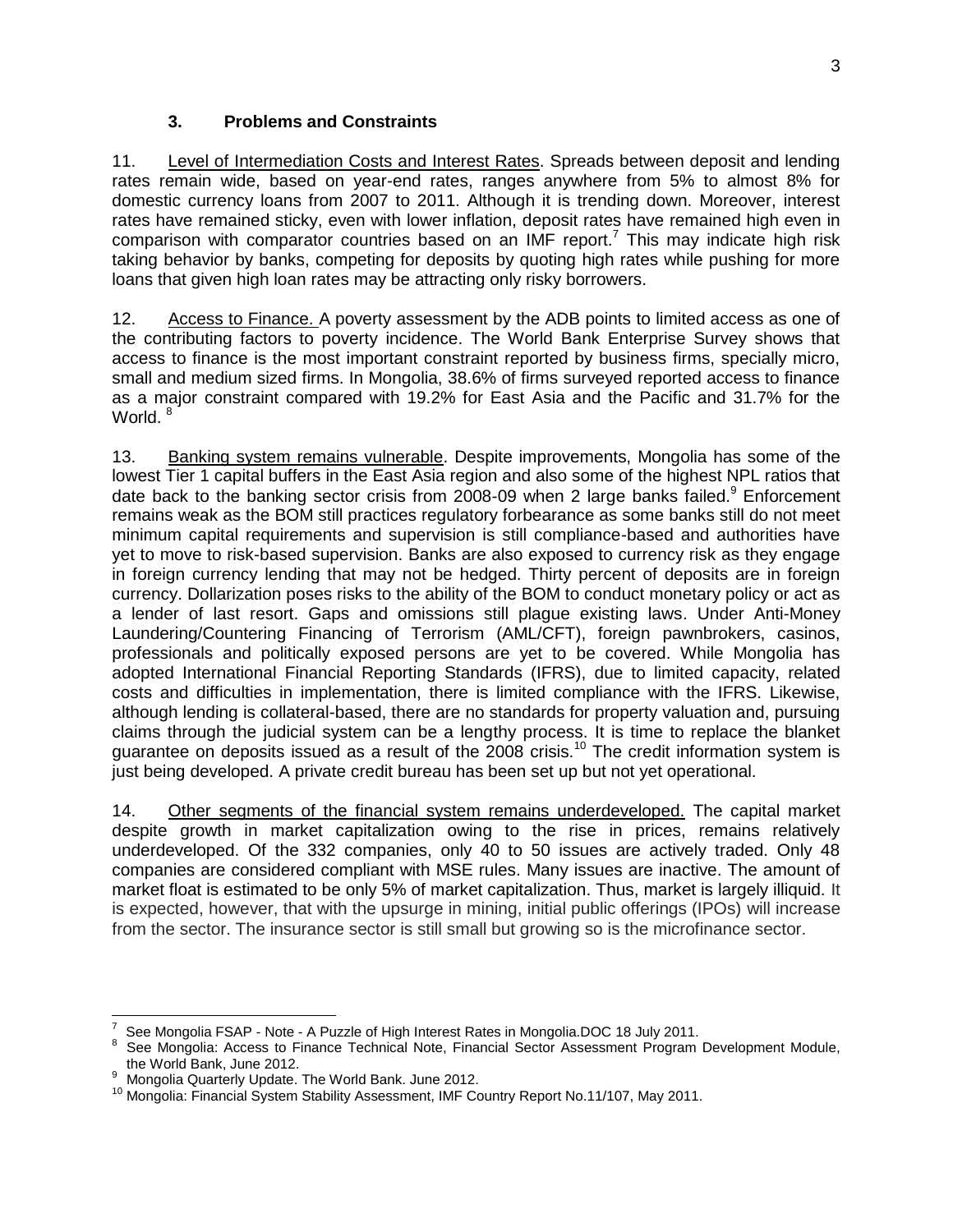## 3. Problems and Constraints

11. Level of Intermediation Costs and Interest Rates. Spreads between deposit and lending rates remain wide, based on year-end rates, ranges anywhere from 5% to almost 8% for domestic currency loans from 2007 to 2011. Although it is trending down. Moreover, interest rates have remained sticky, even with lower inflation, deposit rates have remained high even in comparison with comparator countries based on an IMF report.[7] This may indicate high risk taking behavior by banks, competing for deposits by quoting high rates while pushing for more loans that given high loan rates may be attracting only risky borrowers.

12. Access to Finance. A poverty assessment by the ADB points to limited access as one of the contributing factors to poverty incidence. The World Bank Enterprise Survey shows that access to finance is the most important constraint reported by business firms, specially micro, small and medium sized firms. In Mongolia, 38.6% of firms surveyed reported access to finance as a major constraint compared with 19.2% for East Asia and the Pacific and 31.7% for the World. [8]

13. Banking system remains vulnerable. Despite improvements, Mongolia has some of the lowest Tier 1 capital buffers in the East Asia region and also some of the highest NPL ratios that date back to the banking sector crisis from 2008-09 when 2 large banks failed.[9] Enforcement remains weak as the BOM still practices regulatory forbearance as some banks still do not meet minimum capital requirements and supervision is still compliance-based and authorities have yet to move to risk-based supervision. Banks are also exposed to currency risk as they engage in foreign currency lending that may not be hedged. Thirty percent of deposits are in foreign currency. Dollarization poses risks to the ability of the BOM to conduct monetary policy or act as a lender of last resort. Gaps and omissions still plague existing laws. Under Anti-Money Laundering/Countering Financing of Terrorism (AML/CFT), foreign pawnbrokers, casinos, professionals and politically exposed persons are yet to be covered. While Mongolia has adopted International Financial Reporting Standards (IFRS), due to limited capacity, related costs and difficulties in implementation, there is limited compliance with the IFRS. Likewise, although lending is collateral-based, there are no standards for property valuation and, pursuing claims through the judicial system can be a lengthy process. It is time to replace the blanket guarantee on deposits issued as a result of the 2008 crisis.[10] The credit information system is just being developed. A private credit bureau has been set up but not yet operational.

14. Other segments of the financial system remains underdeveloped. The capital market despite growth in market capitalization owing to the rise in prices, remains relatively underdeveloped. Of the 332 companies, only 40 to 50 issues are actively traded. Only 48 companies are considered compliant with MSE rules. Many issues are inactive. The amount of market float is estimated to be only 5% of market capitalization. Thus, market is largely illiquid. It is expected, however, that with the upsurge in mining, initial public offerings (IPOs) will increase from the sector. The insurance sector is still small but growing so is the microfinance sector.

---

[7] See Mongolia FSAP - Note - A Puzzle of High Interest Rates in Mongolia.DOC 18 July 2011.

[8] See Mongolia: Access to Finance Technical Note, Financial Sector Assessment Program Development Module, the World Bank, June 2012.

[9] Mongolia Quarterly Update. The World Bank. June 2012.

[10] Mongolia: Financial System Stability Assessment, IMF Country Report No.11/107, May 2011.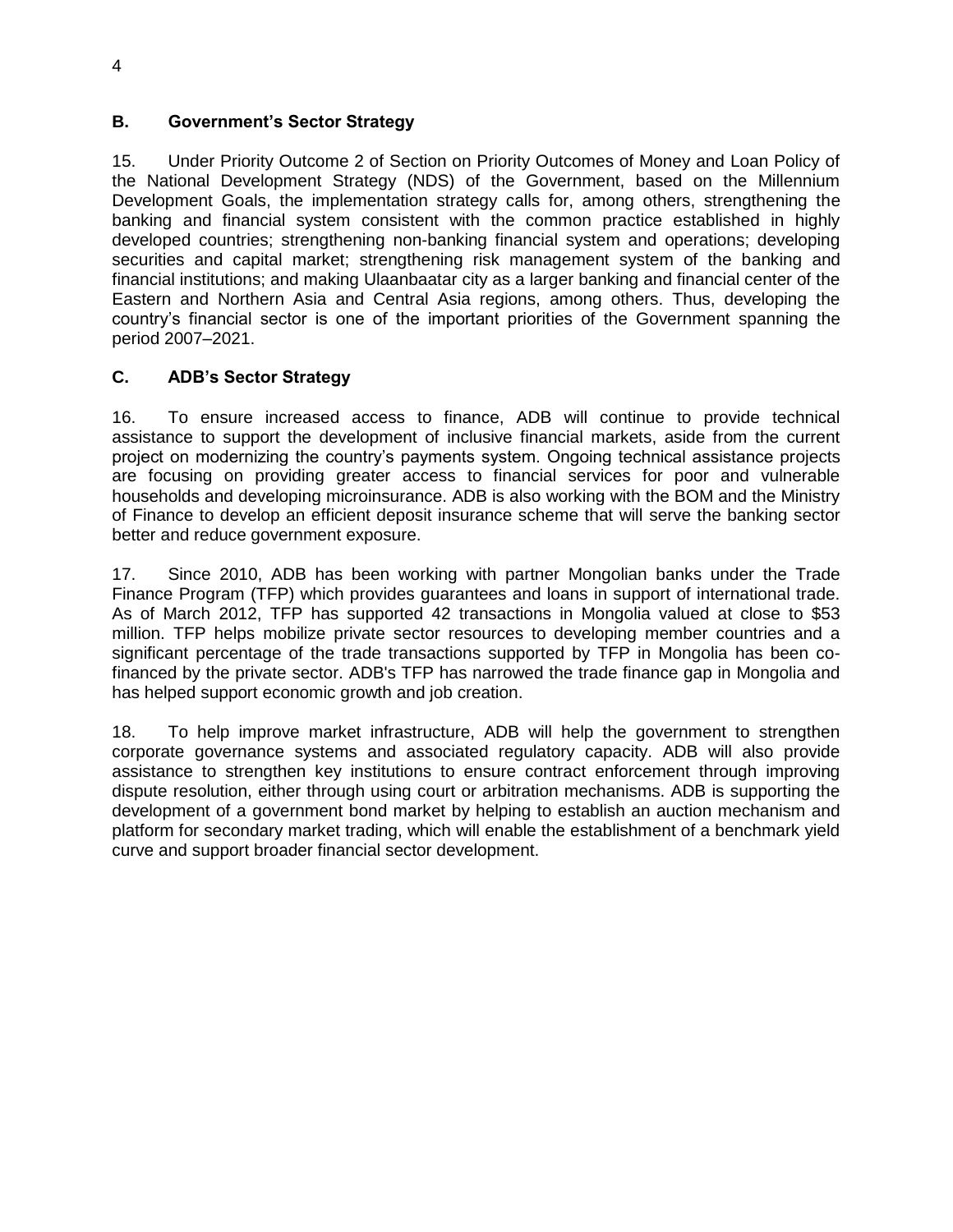## B. Government's Sector Strategy

15. Under Priority Outcome 2 of Section on Priority Outcomes of Money and Loan Policy of the National Development Strategy (NDS) of the Government, based on the Millennium Development Goals, the implementation strategy calls for, among others, strengthening the banking and financial system consistent with the common practice established in highly developed countries; strengthening non-banking financial system and operations; developing securities and capital market; strengthening risk management system of the banking and financial institutions; and making Ulaanbaatar city as a larger banking and financial center of the Eastern and Northern Asia and Central Asia regions, among others. Thus, developing the country's financial sector is one of the important priorities of the Government spanning the period 2007–2021.

## C. ADB's Sector Strategy

16. To ensure increased access to finance, ADB will continue to provide technical assistance to support the development of inclusive financial markets, aside from the current project on modernizing the country's payments system. Ongoing technical assistance projects are focusing on providing greater access to financial services for poor and vulnerable households and developing microinsurance. ADB is also working with the BOM and the Ministry of Finance to develop an efficient deposit insurance scheme that will serve the banking sector better and reduce government exposure.

17. Since 2010, ADB has been working with partner Mongolian banks under the Trade Finance Program (TFP) which provides guarantees and loans in support of international trade. As of March 2012, TFP has supported 42 transactions in Mongolia valued at close to $53 million. TFP helps mobilize private sector resources to developing member countries and a significant percentage of the trade transactions supported by TFP in Mongolia has been co-financed by the private sector. ADB's TFP has narrowed the trade finance gap in Mongolia and has helped support economic growth and job creation.

18. To help improve market infrastructure, ADB will help the government to strengthen corporate governance systems and associated regulatory capacity. ADB will also provide assistance to strengthen key institutions to ensure contract enforcement through improving dispute resolution, either through using court or arbitration mechanisms. ADB is supporting the development of a government bond market by helping to establish an auction mechanism and platform for secondary market trading, which will enable the establishment of a benchmark yield curve and support broader financial sector development.